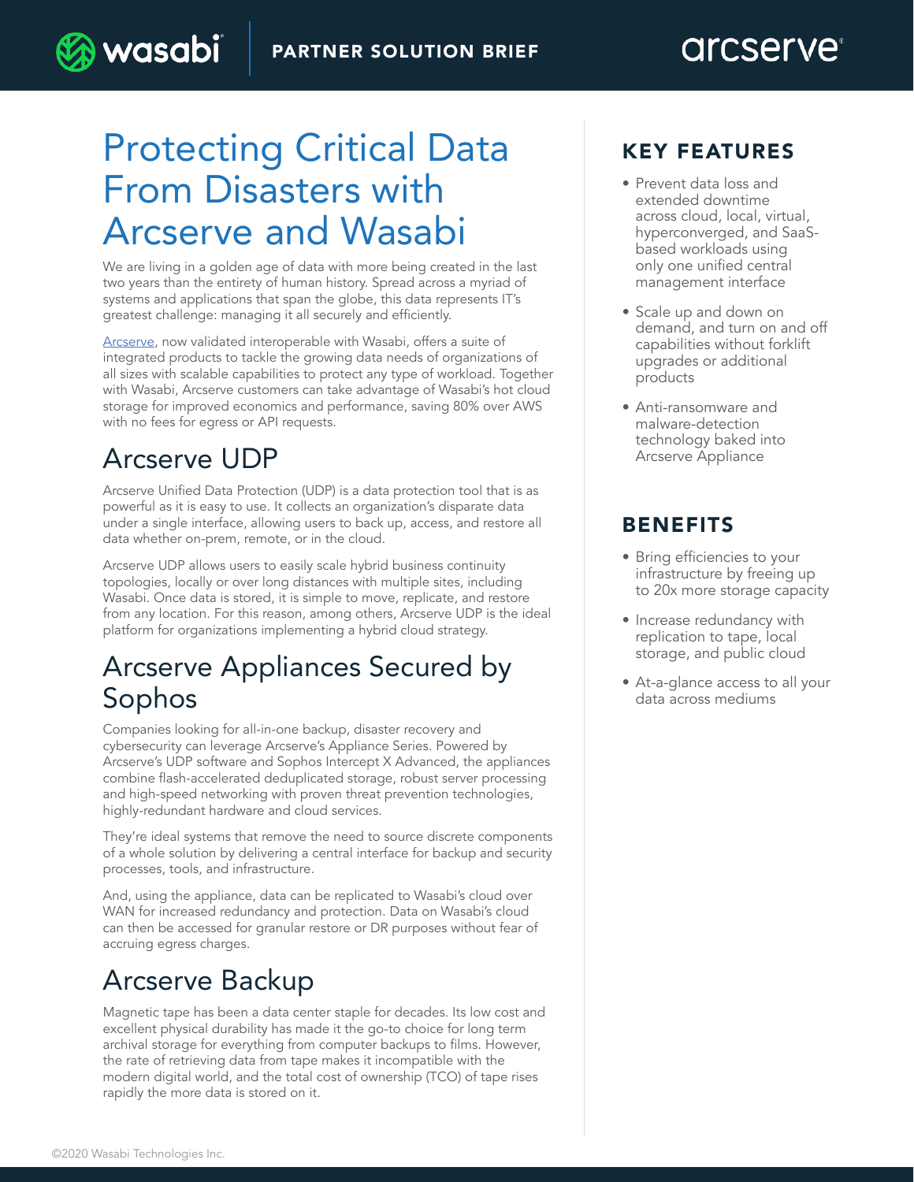**PARTNER SOLUTION BRIEF**

# Protecting Critical Data From Disasters with Arcserve and Wasabi

We are living in a golden age of data with more being created in the last two years than the entirety of human history. Spread across a myriad of systems and applications that span the globe, this data represents IT's greatest challenge: managing it all securely and efficiently.

[Arcserve](), now validated interoperable with Wasabi, offers a suite of integrated products to tackle the growing data needs of organizations of all sizes with scalable capabilities to protect any type of workload. Together with Wasabi, Arcserve customers can take advantage of Wasabi's hot cloud storage for improved economics and performance, saving 80% over AWS with no fees for egress or API requests.

## Arcserve UDP

Arcserve Unified Data Protection (UDP) is a data protection tool that is as powerful as it is easy to use. It collects an organization's disparate data under a single interface, allowing users to back up, access, and restore all data whether on-prem, remote, or in the cloud.

Arcserve UDP allows users to easily scale hybrid business continuity topologies, locally or over long distances with multiple sites, including Wasabi. Once data is stored, it is simple to move, replicate, and restore from any location. For this reason, among others, Arcserve UDP is the ideal platform for organizations implementing a hybrid cloud strategy.

## Arcserve Appliances Secured by Sophos

Companies looking for all-in-one backup, disaster recovery and cybersecurity can leverage Arcserve's Appliance Series. Powered by Arcserve's UDP software and Sophos Intercept X Advanced, the appliances combine flash-accelerated deduplicated storage, robust server processing and high-speed networking with proven threat prevention technologies, highly-redundant hardware and cloud services.

They're ideal systems that remove the need to source discrete components of a whole solution by delivering a central interface for backup and security processes, tools, and infrastructure.

And, using the appliance, data can be replicated to Wasabi's cloud over WAN for increased redundancy and protection. Data on Wasabi's cloud can then be accessed for granular restore or DR purposes without fear of accruing egress charges.

## Arcserve Backup

Magnetic tape has been a data center staple for decades. Its low cost and excellent physical durability has made it the go-to choice for long term archival storage for everything from computer backups to films. However, the rate of retrieving data from tape makes it incompatible with the modern digital world, and the total cost of ownership (TCO) of tape rises rapidly the more data is stored on it.

## KEY FEATURES

- Prevent data loss and extended downtime across cloud, local, virtual, hyperconverged, and SaaS-based workloads using only one unified central management interface
- Scale up and down on demand, and turn on and off capabilities without forklift upgrades or additional products
- Anti-ransomware and malware-detection technology baked into Arcserve Appliance

## BENEFITS

- Bring efficiencies to your infrastructure by freeing up to 20x more storage capacity
- Increase redundancy with replication to tape, local storage, and public cloud
- At-a-glance access to all your data across mediums

©2020 Wasabi Technologies Inc.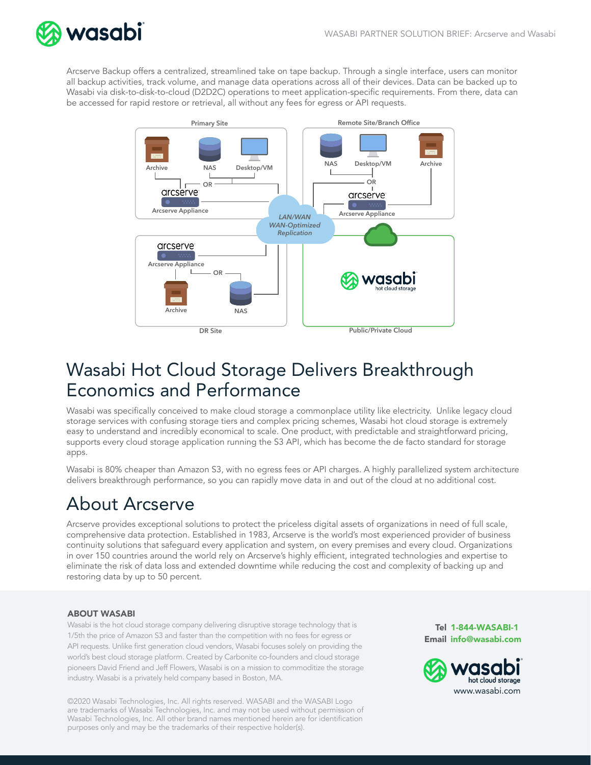Arcserve Backup offers a centralized, streamlined take on tape backup. Through a single interface, users can monitor all backup activities, track volume, and manage data operations across all of their devices. Data can be backed up to Wasabi via disk-to-disk-to-cloud (D2D2C) operations to meet application-specific requirements. From there, data can be accessed for rapid restore or retrieval, all without any fees for egress or API requests.

Primary Site

Archive

NAS

Desktop/VM

OR

arcserve

Arcserve Appliance

Remote Site/Branch Office

NAS

Desktop/VM

Archive

OR

arcserve

Arcserve Appliance

LAN/WAN

WAN-Optimized Replication

arcserve

Arcserve Appliance

OR

Archive

NAS

DR Site

wasabi

hot cloud storage

Public/Private Cloud

# Wasabi Hot Cloud Storage Delivers Breakthrough Economics and Performance

Wasabi was specifically conceived to make cloud storage a commonplace utility like electricity. Unlike legacy cloud storage services with confusing storage tiers and complex pricing schemes, Wasabi hot cloud storage is extremely easy to understand and incredibly economical to scale. One product, with predictable and straightforward pricing, supports every cloud storage application running the S3 API, which has become the de facto standard for storage apps.

Wasabi is 80% cheaper than Amazon S3, with no egress fees or API charges. A highly parallelized system architecture delivers breakthrough performance, so you can rapidly move data in and out of the cloud at no additional cost.

# About Arcserve

Arcserve provides exceptional solutions to protect the priceless digital assets of organizations in need of full scale, comprehensive data protection. Established in 1983, Arcserve is the world's most experienced provider of business continuity solutions that safeguard every application and system, on every premises and every cloud. Organizations in over 150 countries around the world rely on Arcserve's highly efficient, integrated technologies and expertise to eliminate the risk of data loss and extended downtime while reducing the cost and complexity of backing up and restoring data by up to 50 percent.

## ABOUT WASABI

Wasabi is the hot cloud storage company delivering disruptive storage technology that is 1/5th the price of Amazon S3 and faster than the competition with no fees for egress or API requests. Unlike first generation cloud vendors, Wasabi focuses solely on providing the world's best cloud storage platform. Created by Carbonite co-founders and cloud storage pioneers David Friend and Jeff Flowers, Wasabi is on a mission to commoditize the storage industry. Wasabi is a privately held company based in Boston, MA.

©2020 Wasabi Technologies, Inc. All rights reserved. WASABI and the WASABI Logo are trademarks of Wasabi Technologies, Inc. and may not be used without permission of Wasabi Technologies, Inc. All other brand names mentioned herein are for identification purposes only and may be the trademarks of their respective holder(s).

**Tel** 1-844-WASABI-1
**Email** info@wasabi.com

wasabi
hot cloud storage
www.wasabi.com